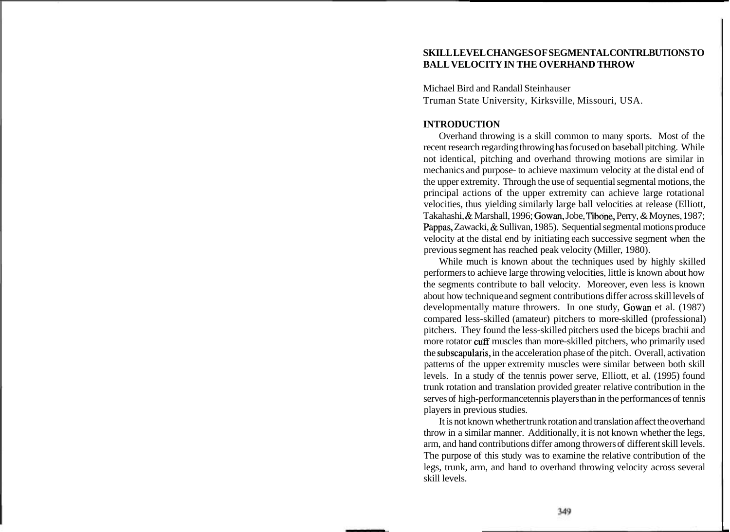# SKILL LEVEL CHANGES OF SEGMENTAL CONTRLBUTIONS TO BALL VELOCITY IN THE OVERHAND THROW

Michael Bird and Randall Steinhauser
Truman State University, Kirksville, Missouri, USA.

## INTRODUCTION

Overhand throwing is a skill common to many sports. Most of the recent research regarding throwing has focused on baseball pitching. While not identical, pitching and overhand throwing motions are similar in mechanics and purpose- to achieve maximum velocity at the distal end of the upper extremity. Through the use of sequential segmental motions, the principal actions of the upper extremity can achieve large rotational velocities, thus yielding similarly large ball velocities at release (Elliott, Takahashi, & Marshall, 1996; Gowan, Jobe, Tibone, Perry, & Moynes, 1987; Pappas, Zawacki, & Sullivan, 1985). Sequential segmental motions produce velocity at the distal end by initiating each successive segment when the previous segment has reached peak velocity (Miller, 1980).

While much is known about the techniques used by highly skilled performers to achieve large throwing velocities, little is known about how the segments contribute to ball velocity. Moreover, even less is known about how technique and segment contributions differ across skill levels of developmentally mature throwers. In one study, Gowan et al. (1987) compared less-skilled (amateur) pitchers to more-skilled (professional) pitchers. They found the less-skilled pitchers used the biceps brachii and more rotator cuff muscles than more-skilled pitchers, who primarily used the subscapularis, in the acceleration phase of the pitch. Overall, activation patterns of the upper extremity muscles were similar between both skill levels. In a study of the tennis power serve, Elliott, et al. (1995) found trunk rotation and translation provided greater relative contribution in the serves of high-performance tennis players than in the performances of tennis players in previous studies.

It is not known whether trunk rotation and translation affect the overhand throw in a similar manner. Additionally, it is not known whether the legs, arm, and hand contributions differ among throwers of different skill levels. The purpose of this study was to examine the relative contribution of the legs, trunk, arm, and hand to overhand throwing velocity across several skill levels.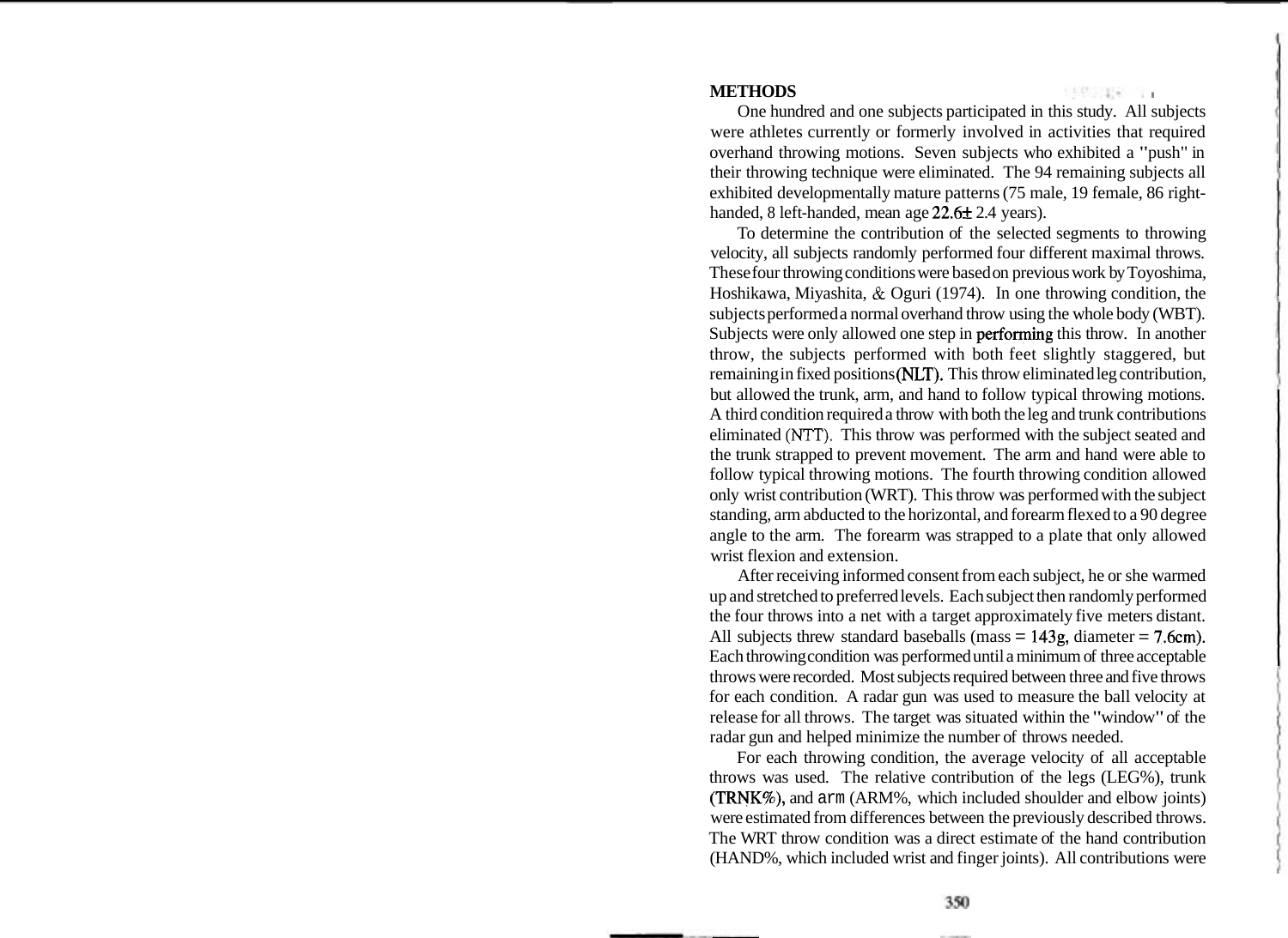## METHODS

One hundred and one subjects participated in this study. All subjects were athletes currently or formerly involved in activities that required overhand throwing motions. Seven subjects who exhibited a "push" in their throwing technique were eliminated. The 94 remaining subjects all exhibited developmentally mature patterns (75 male, 19 female, 86 right-handed, 8 left-handed, mean age 22.6± 2.4 years).

To determine the contribution of the selected segments to throwing velocity, all subjects randomly performed four different maximal throws. These four throwing conditions were based on previous work by Toyoshima, Hoshikawa, Miyashita, & Oguri (1974). In one throwing condition, the subjects performed a normal overhand throw using the whole body (WBT). Subjects were only allowed one step in performing this throw. In another throw, the subjects performed with both feet slightly staggered, but remaining in fixed positions (NLT). This throw eliminated leg contribution, but allowed the trunk, arm, and hand to follow typical throwing motions. A third condition required a throw with both the leg and trunk contributions eliminated (NTT). This throw was performed with the subject seated and the trunk strapped to prevent movement. The arm and hand were able to follow typical throwing motions. The fourth throwing condition allowed only wrist contribution (WRT). This throw was performed with the subject standing, arm abducted to the horizontal, and forearm flexed to a 90 degree angle to the arm. The forearm was strapped to a plate that only allowed wrist flexion and extension.

After receiving informed consent from each subject, he or she warmed up and stretched to preferred levels. Each subject then randomly performed the four throws into a net with a target approximately five meters distant. All subjects threw standard baseballs (mass = 143g, diameter = 7.6cm). Each throwing condition was performed until a minimum of three acceptable throws were recorded. Most subjects required between three and five throws for each condition. A radar gun was used to measure the ball velocity at release for all throws. The target was situated within the "window" of the radar gun and helped minimize the number of throws needed.

For each throwing condition, the average velocity of all acceptable throws was used. The relative contribution of the legs (LEG%), trunk (TRNK%), and arm (ARM%, which included shoulder and elbow joints) were estimated from differences between the previously described throws. The WRT throw condition was a direct estimate of the hand contribution (HAND%, which included wrist and finger joints). All contributions were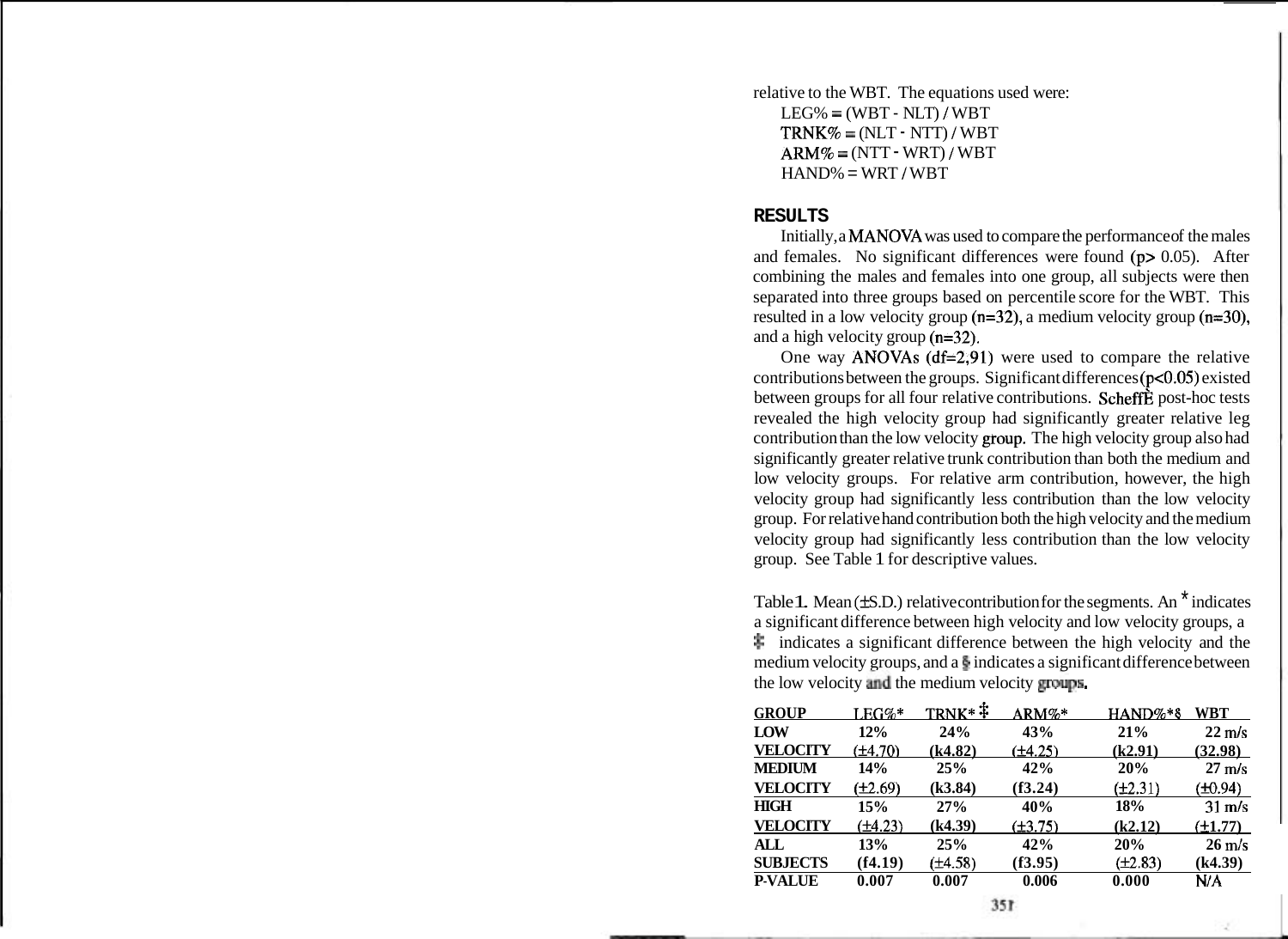relative to the WBT. The equations used were:

LEG% = (WBT - NLT) / WBT
TRNK% = (NLT - NTT) / WBT
ARM% = (NTT - WRT) / WBT
HAND% = WRT / WBT

## RESULTS

Initially, a MANOVA was used to compare the performance of the males and females. No significant differences were found ($p > 0.05$). After combining the males and females into one group, all subjects were then separated into three groups based on percentile score for the WBT. This resulted in a low velocity group ($n=32$), a medium velocity group ($n=30$), and a high velocity group ($n=32$).

One way ANOVAs ($df=2,91$) were used to compare the relative contributions between the groups. Significant differences ($p<0.05$) existed between groups for all four relative contributions. Scheffé post-hoc tests revealed the high velocity group had significantly greater relative leg contribution than the low velocity group. The high velocity group also had significantly greater relative trunk contribution than both the medium and low velocity groups. For relative arm contribution, however, the high velocity group had significantly less contribution than the low velocity group. For relative hand contribution both the high velocity and the medium velocity group had significantly less contribution than the low velocity group. See Table 1 for descriptive values.

Table 1. Mean (±S.D.) relative contribution for the segments. An * indicates a significant difference between high velocity and low velocity groups, a ‡ indicates a significant difference between the high velocity and the medium velocity groups, and a § indicates a significant difference between the low velocity and the medium velocity groups.

| GROUP | LEG%* | TRNK* ‡ | ARM%* | HAND%*§ | WBT |
|---|---|---|---|---|---|
| LOW VELOCITY | 12% (±4.70) | 24% (±4.82) | 43% (±4.25) | 21% (±2.91) | 22 m/s (32.98) |
| MEDIUM VELOCITY | 14% (±2.69) | 25% (±3.84) | 42% (±3.24) | 20% (±2.31) | 27 m/s (±0.94) |
| HIGH VELOCITY | 15% (±4.23) | 27% (±4.39) | 40% (±3.75) | 18% (±2.12) | 31 m/s (±1.77) |
| ALL SUBJECTS | 13% (±4.19) | 25% (±4.58) | 42% (±3.95) | 20% (±2.83) | 26 m/s (±4.39) |
| P-VALUE | 0.007 | 0.007 | 0.006 | 0.000 | N/A |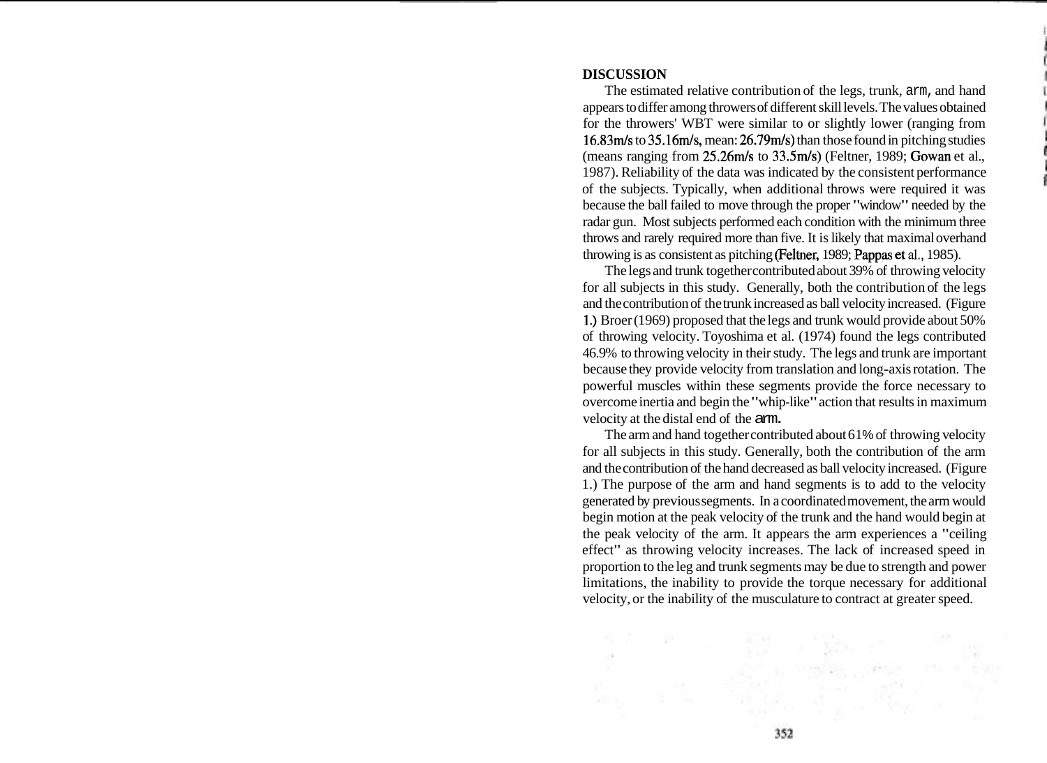## DISCUSSION

The estimated relative contribution of the legs, trunk, arm, and hand appears to differ among throwers of different skill levels. The values obtained for the throwers' WBT were similar to or slightly lower (ranging from 16.83m/s to 35.16m/s, mean: 26.79m/s) than those found in pitching studies (means ranging from 25.26m/s to 33.5m/s) (Feltner, 1989; Gowan et al., 1987). Reliability of the data was indicated by the consistent performance of the subjects. Typically, when additional throws were required it was because the ball failed to move through the proper "window" needed by the radar gun. Most subjects performed each condition with the minimum three throws and rarely required more than five. It is likely that maximal overhand throwing is as consistent as pitching (Feltner, 1989; Pappas et al., 1985).

The legs and trunk together contributed about 39% of throwing velocity for all subjects in this study. Generally, both the contribution of the legs and the contribution of the trunk increased as ball velocity increased. (Figure 1.) Broer (1969) proposed that the legs and trunk would provide about 50% of throwing velocity. Toyoshima et al. (1974) found the legs contributed 46.9% to throwing velocity in their study. The legs and trunk are important because they provide velocity from translation and long-axis rotation. The powerful muscles within these segments provide the force necessary to overcome inertia and begin the "whip-like" action that results in maximum velocity at the distal end of the arm.

The arm and hand together contributed about 61% of throwing velocity for all subjects in this study. Generally, both the contribution of the arm and the contribution of the hand decreased as ball velocity increased. (Figure 1.) The purpose of the arm and hand segments is to add to the velocity generated by previous segments. In a coordinated movement, the arm would begin motion at the peak velocity of the trunk and the hand would begin at the peak velocity of the arm. It appears the arm experiences a "ceiling effect" as throwing velocity increases. The lack of increased speed in proportion to the leg and trunk segments may be due to strength and power limitations, the inability to provide the torque necessary for additional velocity, or the inability of the musculature to contract at greater speed.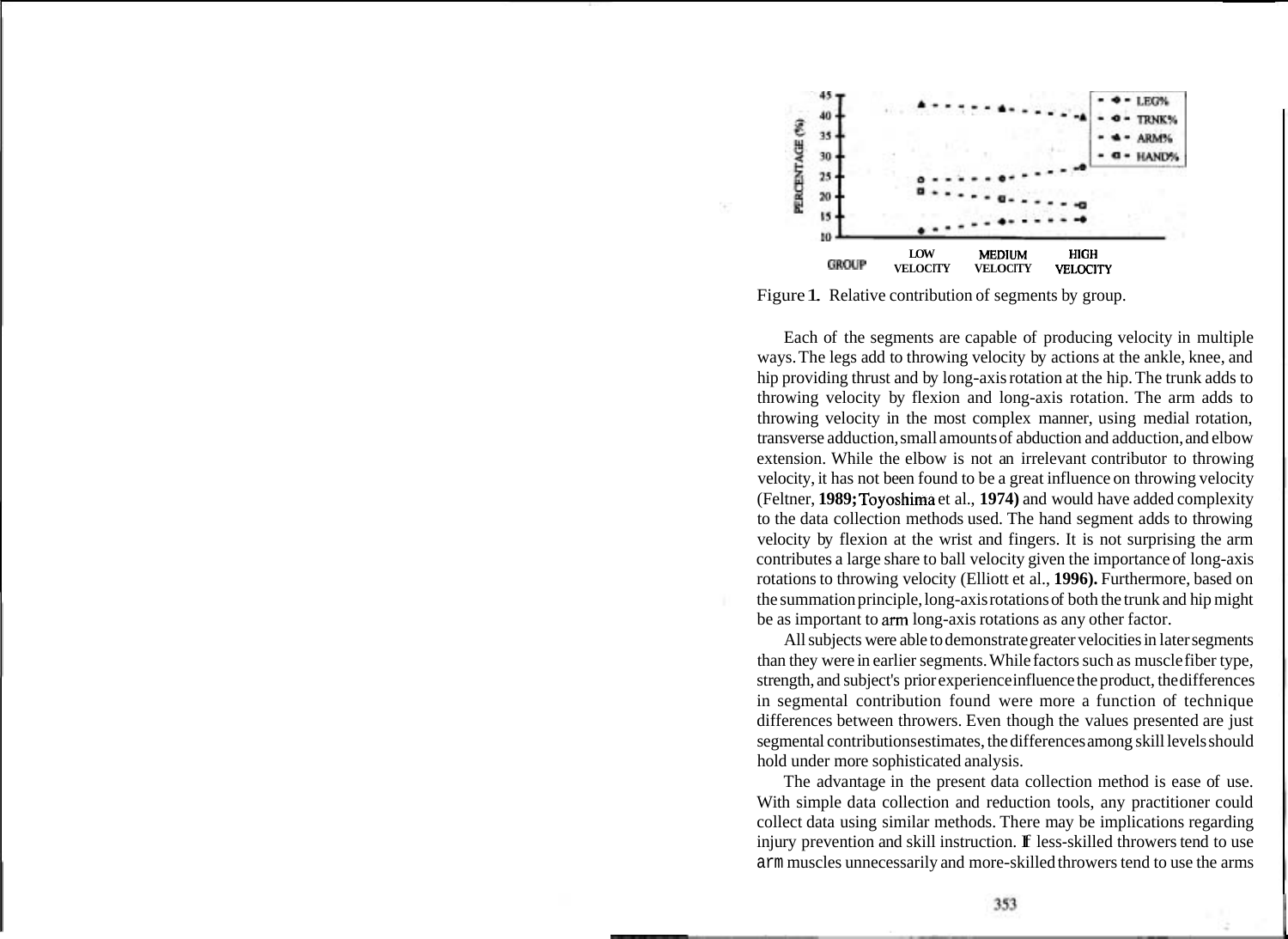Figure 1. Relative contribution of segments by group.

Each of the segments are capable of producing velocity in multiple ways. The legs add to throwing velocity by actions at the ankle, knee, and hip providing thrust and by long-axis rotation at the hip. The trunk adds to throwing velocity by flexion and long-axis rotation. The arm adds to throwing velocity in the most complex manner, using medial rotation, transverse adduction, small amounts of abduction and adduction, and elbow extension. While the elbow is not an irrelevant contributor to throwing velocity, it has not been found to be a great influence on throwing velocity (Feltner, **1989;** Toyoshima et al., **1974)** and would have added complexity to the data collection methods used. The hand segment adds to throwing velocity by flexion at the wrist and fingers. It is not surprising the arm contributes a large share to ball velocity given the importance of long-axis rotations to throwing velocity (Elliott et al., **1996).** Furthermore, based on the summation principle, long-axis rotations of both the trunk and hip might be as important to arm long-axis rotations as any other factor.

All subjects were able to demonstrate greater velocities in later segments than they were in earlier segments. While factors such as muscle fiber type, strength, and subject's prior experience influence the product, the differences in segmental contribution found were more a function of technique differences between throwers. Even though the values presented are just segmental contributions estimates, the differences among skill levels should hold under more sophisticated analysis.

The advantage in the present data collection method is ease of use. With simple data collection and reduction tools, any practitioner could collect data using similar methods. There may be implications regarding injury prevention and skill instruction. If less-skilled throwers tend to use arm muscles unnecessarily and more-skilled throwers tend to use the arms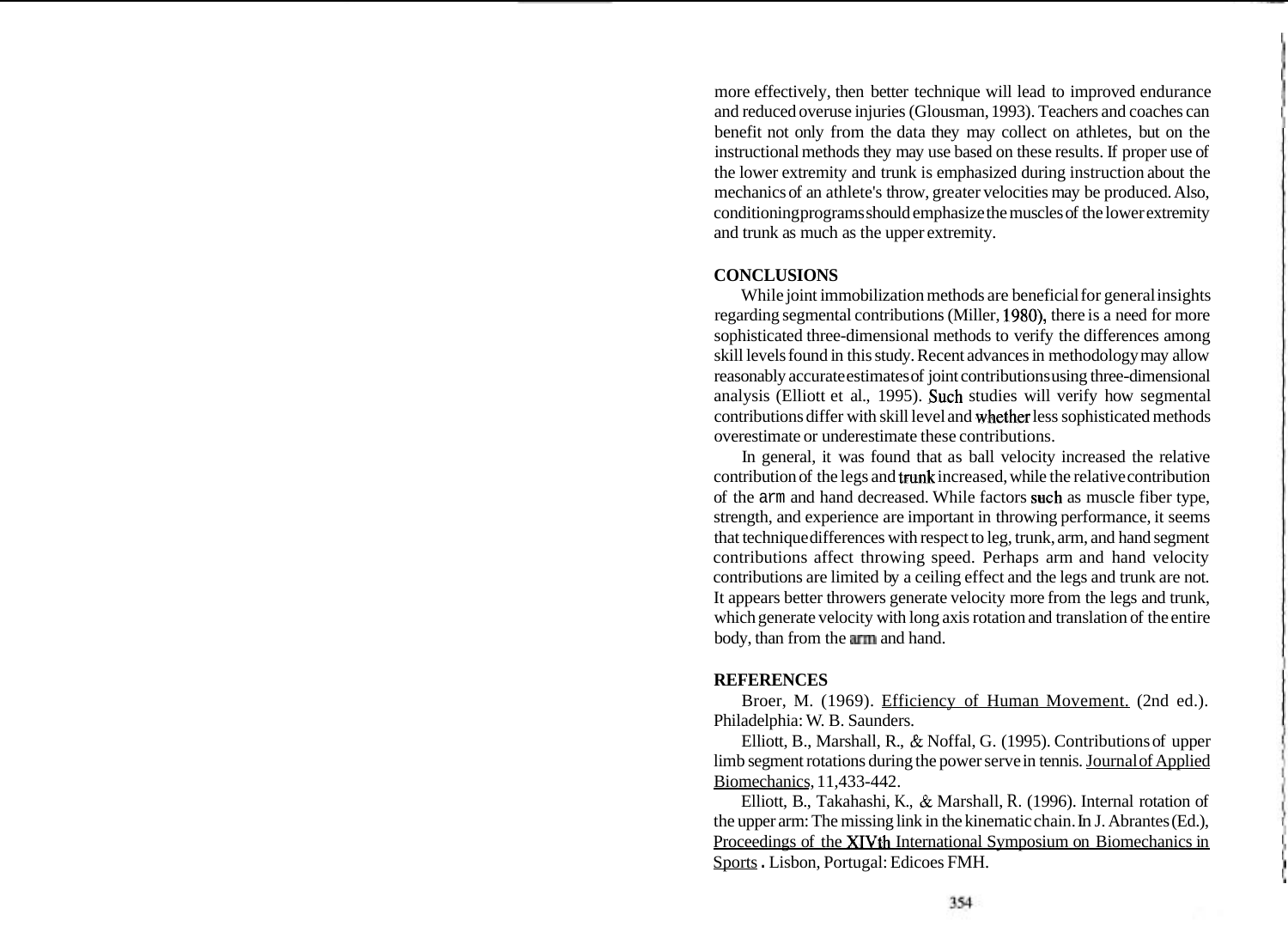more effectively, then better technique will lead to improved endurance and reduced overuse injuries (Glousman, 1993). Teachers and coaches can benefit not only from the data they may collect on athletes, but on the instructional methods they may use based on these results. If proper use of the lower extremity and trunk is emphasized during instruction about the mechanics of an athlete's throw, greater velocities may be produced. Also, conditioning programs should emphasize the muscles of the lower extremity and trunk as much as the upper extremity.

## CONCLUSIONS

While joint immobilization methods are beneficial for general insights regarding segmental contributions (Miller, 1980), there is a need for more sophisticated three-dimensional methods to verify the differences among skill levels found in this study. Recent advances in methodology may allow reasonably accurate estimates of joint contributions using three-dimensional analysis (Elliott et al., 1995). Such studies will verify how segmental contributions differ with skill level and whether less sophisticated methods overestimate or underestimate these contributions.

In general, it was found that as ball velocity increased the relative contribution of the legs and trunk increased, while the relative contribution of the arm and hand decreased. While factors such as muscle fiber type, strength, and experience are important in throwing performance, it seems that technique differences with respect to leg, trunk, arm, and hand segment contributions affect throwing speed. Perhaps arm and hand velocity contributions are limited by a ceiling effect and the legs and trunk are not. It appears better throwers generate velocity more from the legs and trunk, which generate velocity with long axis rotation and translation of the entire body, than from the arm and hand.

## REFERENCES

Broer, M. (1969). Efficiency of Human Movement. (2nd ed.). Philadelphia: W. B. Saunders.

Elliott, B., Marshall, R., & Noffal, G. (1995). Contributions of upper limb segment rotations during the power serve in tennis. Journal of Applied Biomechanics, 11,433-442.

Elliott, B., Takahashi, K., & Marshall, R. (1996). Internal rotation of the upper arm: The missing link in the kinematic chain. In J. Abrantes (Ed.), Proceedings of the XIVth International Symposium on Biomechanics in Sports. Lisbon, Portugal: Edicoes FMH.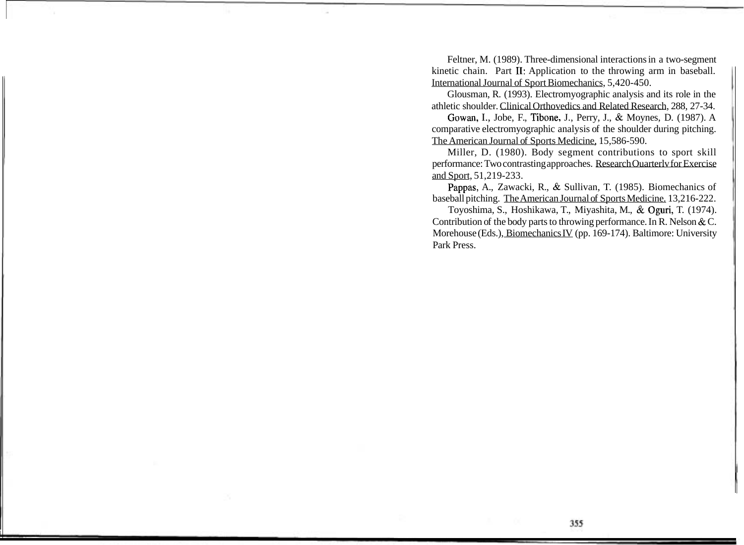Feltner, M. (1989). Three-dimensional interactions in a two-segment kinetic chain. Part II: Application to the throwing arm in baseball. International Journal of Sport Biomechanics, 5,420-450.

Glousman, R. (1993). Electromyographic analysis and its role in the athletic shoulder. Clinical Orthovedics and Related Research, 288, 27-34.

Gowan, I., Jobe, F., Tibone, J., Perry, J., & Moynes, D. (1987). A comparative electromyographic analysis of the shoulder during pitching. The American Journal of Sports Medicine, 15,586-590.

Miller, D. (1980). Body segment contributions to sport skill performance: Two contrasting approaches. Research Ouarterlv for Exercise and Sport, 51,219-233.

Pappas, A., Zawacki, R., & Sullivan, T. (1985). Biomechanics of baseball pitching. The American Journal of Sports Medicine. 13,216-222.

Toyoshima, S., Hoshikawa, T., Miyashita, M., & Oguri, T. (1974). Contribution of the body parts to throwing performance. In R. Nelson & C. Morehouse (Eds.), Biomechanics IV (pp. 169-174). Baltimore: University Park Press.